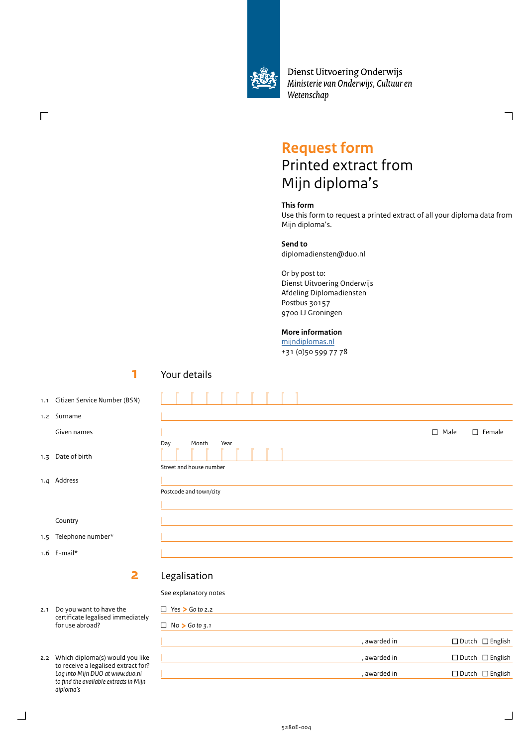Dienst Uitvoering Onderwijs
*Ministerie van Onderwijs, Cultuur en Wetenschap*

# Request form

## Printed extract from Mijn diploma's

**This form**
Use this form to request a printed extract of all your diploma data from Mijn diploma's.

**Send to**
diplomadiensten@duo.nl

Or by post to:
Dienst Uitvoering Onderwijs
Afdeling Diplomadiensten
Postbus 30157
9700 LJ Groningen

**More information**
[mijndiplomas.nl](mijndiplomas.nl)
+31 (0)50 599 77 78

## 1 Your details

1.1 Citizen Service Number (BSN)

1.2 Surname

Given names ☐ Male ☐ Female

1.3 Date of birth Day Month Year

1.4 Address
Street and house number
Postcode and town/city

Country

1.5 Telephone number*

1.6 E-mail*

## 2 Legalisation

See explanatory notes

2.1 Do you want to have the certificate legalised immediately for use abroad?
☐ Yes > *Go to 2.2*
☐ No > *Go to 3.1*

2.2 Which diploma(s) would you like to receive a legalised extract for?
*Log into Mijn DUO at www.duo.nl to find the available extracts in Mijn diploma's*

, awarded in ☐ Dutch ☐ English
, awarded in ☐ Dutch ☐ English
, awarded in ☐ Dutch ☐ English

5280E-004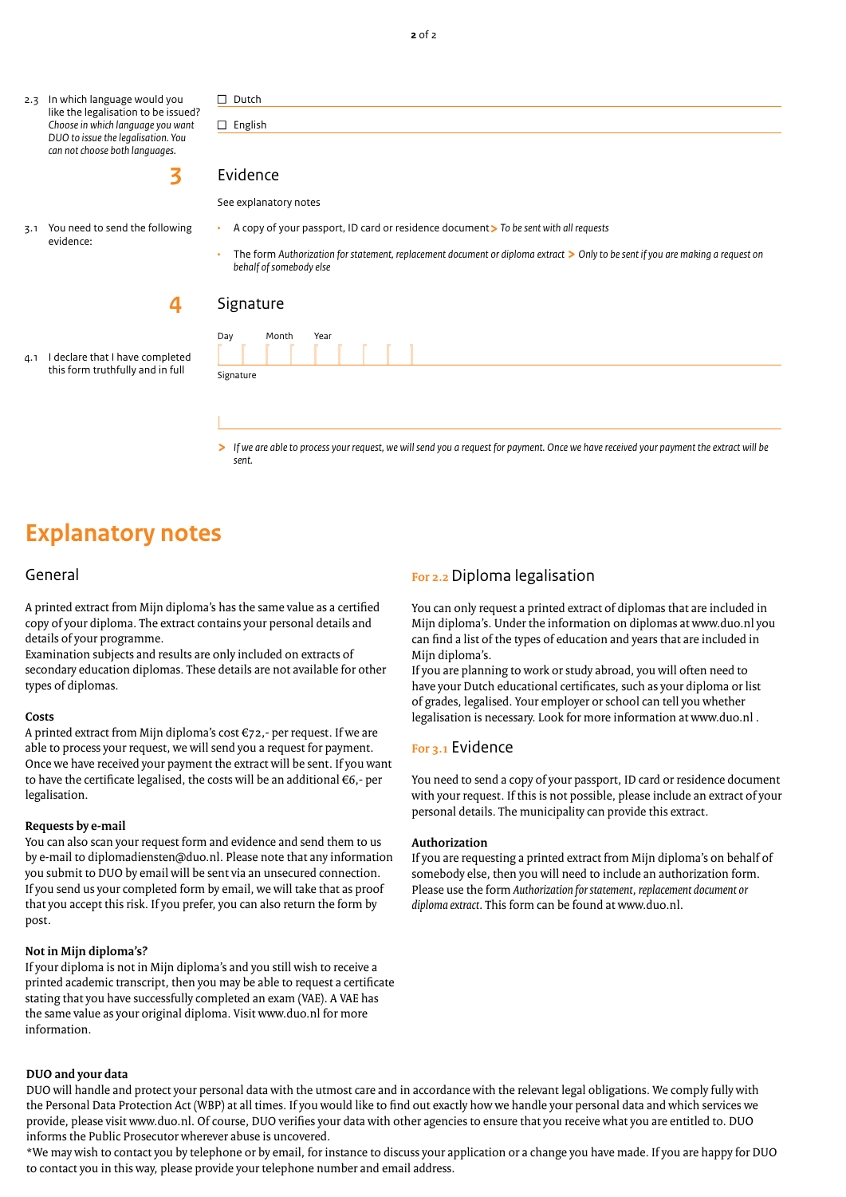2.3 In which language would you like the legalisation to be issued?
*Choose in which language you want DUO to issue the legalisation. You can not choose both languages.*

☐ Dutch

☐ English

## 3 Evidence

See explanatory notes

3.1 You need to send the following evidence:

- A copy of your passport, ID card or residence document > *To be sent with all requests*
- The form *Authorization for statement, replacement document or diploma extract* > *Only to be sent if you are making a request on behalf of somebody else*

## 4 Signature

4.1 I declare that I have completed this form truthfully and in full

Day Month Year

Signature

> *If we are able to process your request, we will send you a request for payment. Once we have received your payment the extract will be sent.*

# Explanatory notes

## General

A printed extract from Mijn diploma's has the same value as a certified copy of your diploma. The extract contains your personal details and details of your programme.
Examination subjects and results are only included on extracts of secondary education diplomas. These details are not available for other types of diplomas.

**Costs**
A printed extract from Mijn diploma's cost €72,- per request. If we are able to process your request, we will send you a request for payment. Once we have received your payment the extract will be sent. If you want to have the certificate legalised, the costs will be an additional €6,- per legalisation.

**Requests by e-mail**
You can also scan your request form and evidence and send them to us by e-mail to diplomadiensten@duo.nl. Please note that any information you submit to DUO by email will be sent via an unsecured connection. If you send us your completed form by email, we will take that as proof that you accept this risk. If you prefer, you can also return the form by post.

**Not in Mijn diploma's?**
If your diploma is not in Mijn diploma's and you still wish to receive a printed academic transcript, then you may be able to request a certificate stating that you have successfully completed an exam (VAE). A VAE has the same value as your original diploma. Visit www.duo.nl for more information.

## For 2.2 Diploma legalisation

You can only request a printed extract of diplomas that are included in Mijn diploma's. Under the information on diplomas at www.duo.nl you can find a list of the types of education and years that are included in Mijn diploma's.
If you are planning to work or study abroad, you will often need to have your Dutch educational certificates, such as your diploma or list of grades, legalised. Your employer or school can tell you whether legalisation is necessary. Look for more information at www.duo.nl .

## For 3.1 Evidence

You need to send a copy of your passport, ID card or residence document with your request. If this is not possible, please include an extract of your personal details. The municipality can provide this extract.

**Authorization**
If you are requesting a printed extract from Mijn diploma's on behalf of somebody else, then you will need to include an authorization form. Please use the form *Authorization for statement, replacement document or diploma extract*. This form can be found at www.duo.nl.

**DUO and your data**
DUO will handle and protect your personal data with the utmost care and in accordance with the relevant legal obligations. We comply fully with the Personal Data Protection Act (WBP) at all times. If you would like to find out exactly how we handle your personal data and which services we provide, please visit www.duo.nl. Of course, DUO verifies your data with other agencies to ensure that you receive what you are entitled to. DUO informs the Public Prosecutor wherever abuse is uncovered.
*We may wish to contact you by telephone or by email, for instance to discuss your application or a change you have made. If you are happy for DUO to contact you in this way, please provide your telephone number and email address.